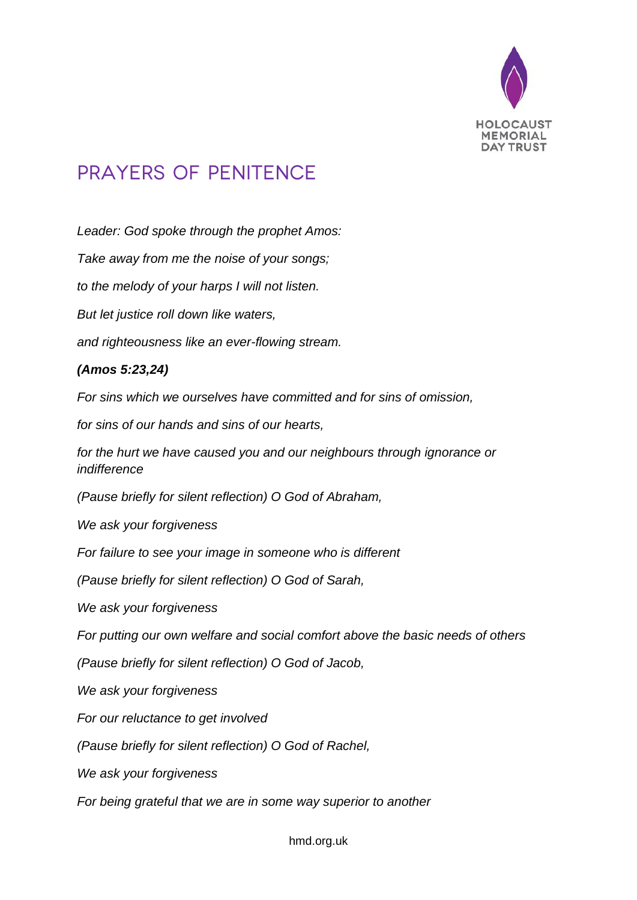# PRAYERS OF PENITENCE

*Leader: God spoke through the prophet Amos:*

*Take away from me the noise of your songs;*

*to the melody of your harps I will not listen.*

*But let justice roll down like waters,*

*and righteousness like an ever-flowing stream.*

***(Amos 5:23,24)***

*For sins which we ourselves have committed and for sins of omission,*

*for sins of our hands and sins of our hearts,*

*for the hurt we have caused you and our neighbours through ignorance or indifference*

*(Pause briefly for silent reflection) O God of Abraham,*

*We ask your forgiveness*

*For failure to see your image in someone who is different*

*(Pause briefly for silent reflection) O God of Sarah,*

*We ask your forgiveness*

*For putting our own welfare and social comfort above the basic needs of others*

*(Pause briefly for silent reflection) O God of Jacob,*

*We ask your forgiveness*

*For our reluctance to get involved*

*(Pause briefly for silent reflection) O God of Rachel,*

*We ask your forgiveness*

*For being grateful that we are in some way superior to another*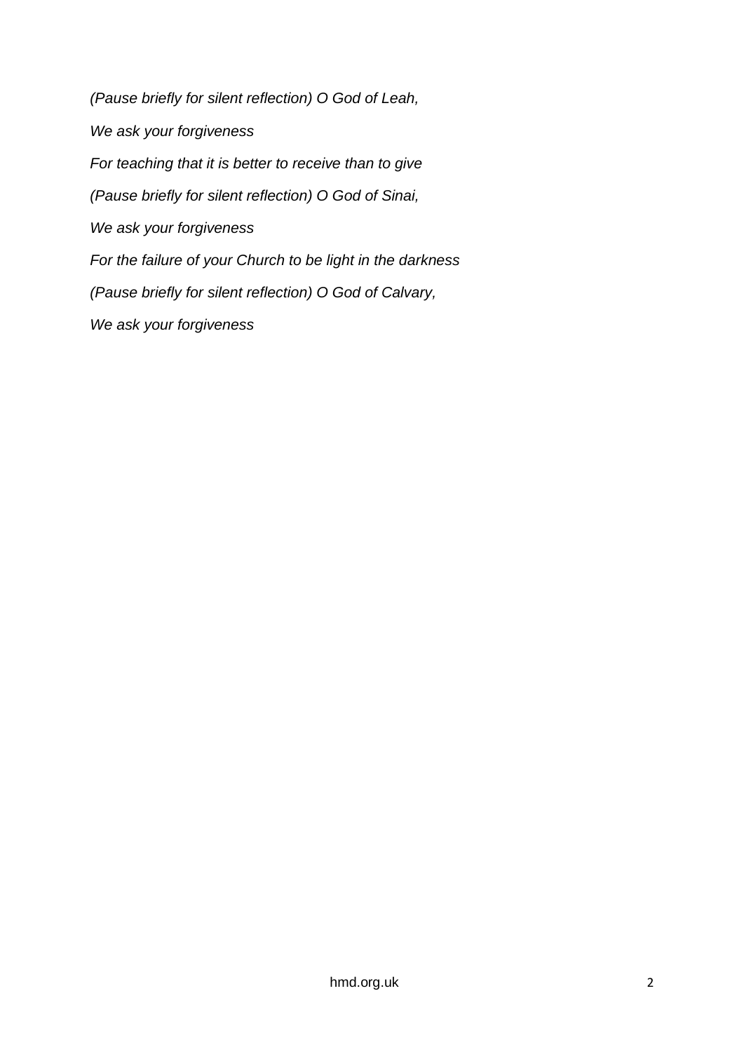*(Pause briefly for silent reflection) O God of Leah,*

*We ask your forgiveness*

*For teaching that it is better to receive than to give*

*(Pause briefly for silent reflection) O God of Sinai,*

*We ask your forgiveness*

*For the failure of your Church to be light in the darkness*

*(Pause briefly for silent reflection) O God of Calvary,*

*We ask your forgiveness*